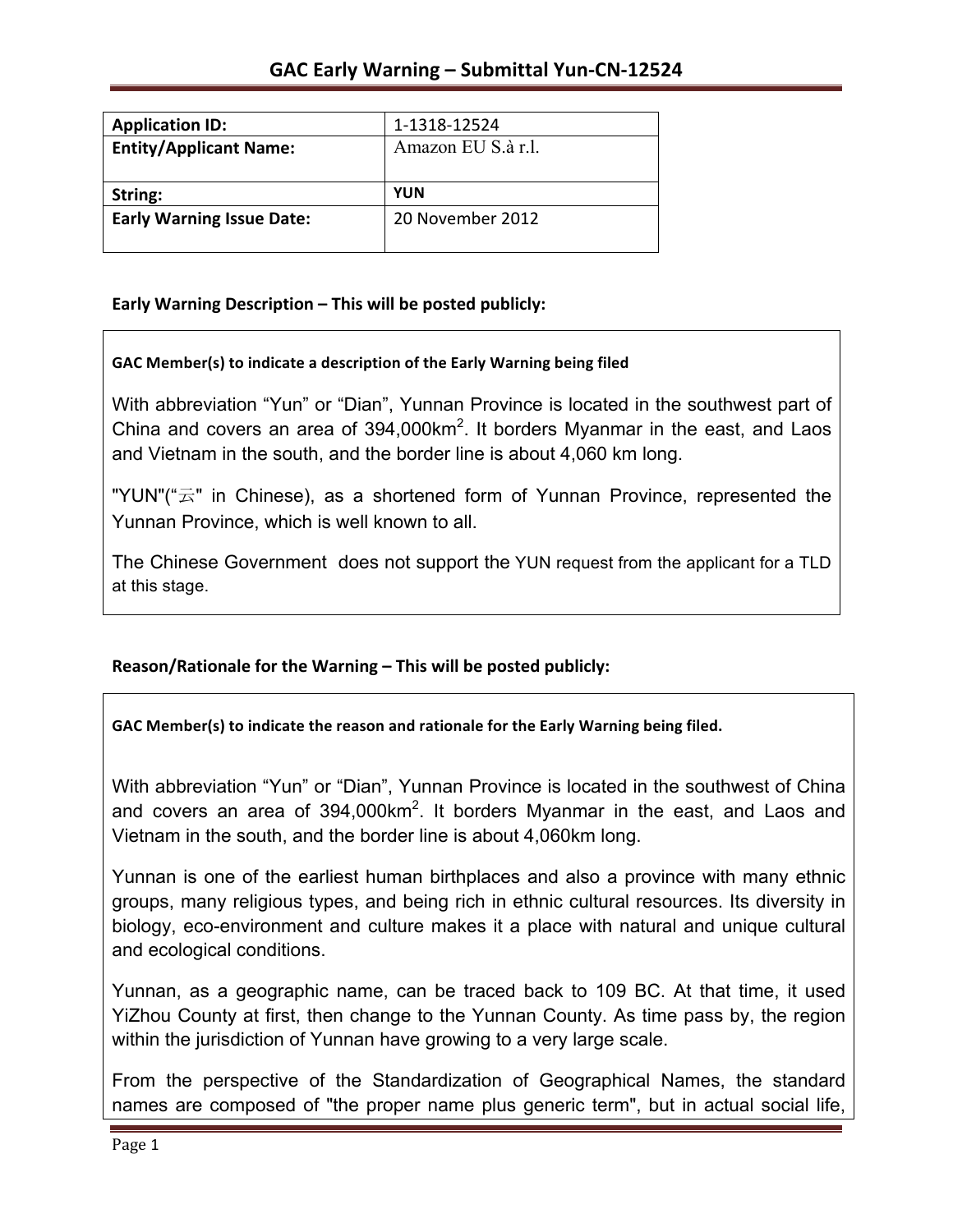# GAC Early Warning – Submittal Yun-CN-12524

| Application ID: | 1-1318-12524 |
|---|---|
| Entity/Applicant Name: | Amazon EU S.à r.l. |
| String: | YUN |
| Early Warning Issue Date: | 20 November 2012 |

**Early Warning Description – This will be posted publicly:**

**GAC Member(s) to indicate a description of the Early Warning being filed**

With abbreviation "Yun" or "Dian", Yunnan Province is located in the southwest part of China and covers an area of 394,000km$^2$. It borders Myanmar in the east, and Laos and Vietnam in the south, and the border line is about 4,060 km long.

"YUN"("云" in Chinese), as a shortened form of Yunnan Province, represented the Yunnan Province, which is well known to all.

The Chinese Government does not support the YUN request from the applicant for a TLD at this stage.

**Reason/Rationale for the Warning – This will be posted publicly:**

**GAC Member(s) to indicate the reason and rationale for the Early Warning being filed.**

With abbreviation "Yun" or "Dian", Yunnan Province is located in the southwest of China and covers an area of 394,000km$^2$. It borders Myanmar in the east, and Laos and Vietnam in the south, and the border line is about 4,060km long.

Yunnan is one of the earliest human birthplaces and also a province with many ethnic groups, many religious types, and being rich in ethnic cultural resources. Its diversity in biology, eco-environment and culture makes it a place with natural and unique cultural and ecological conditions.

Yunnan, as a geographic name, can be traced back to 109 BC. At that time, it used YiZhou County at first, then change to the Yunnan County. As time pass by, the region within the jurisdiction of Yunnan have growing to a very large scale.

From the perspective of the Standardization of Geographical Names, the standard names are composed of "the proper name plus generic term", but in actual social life,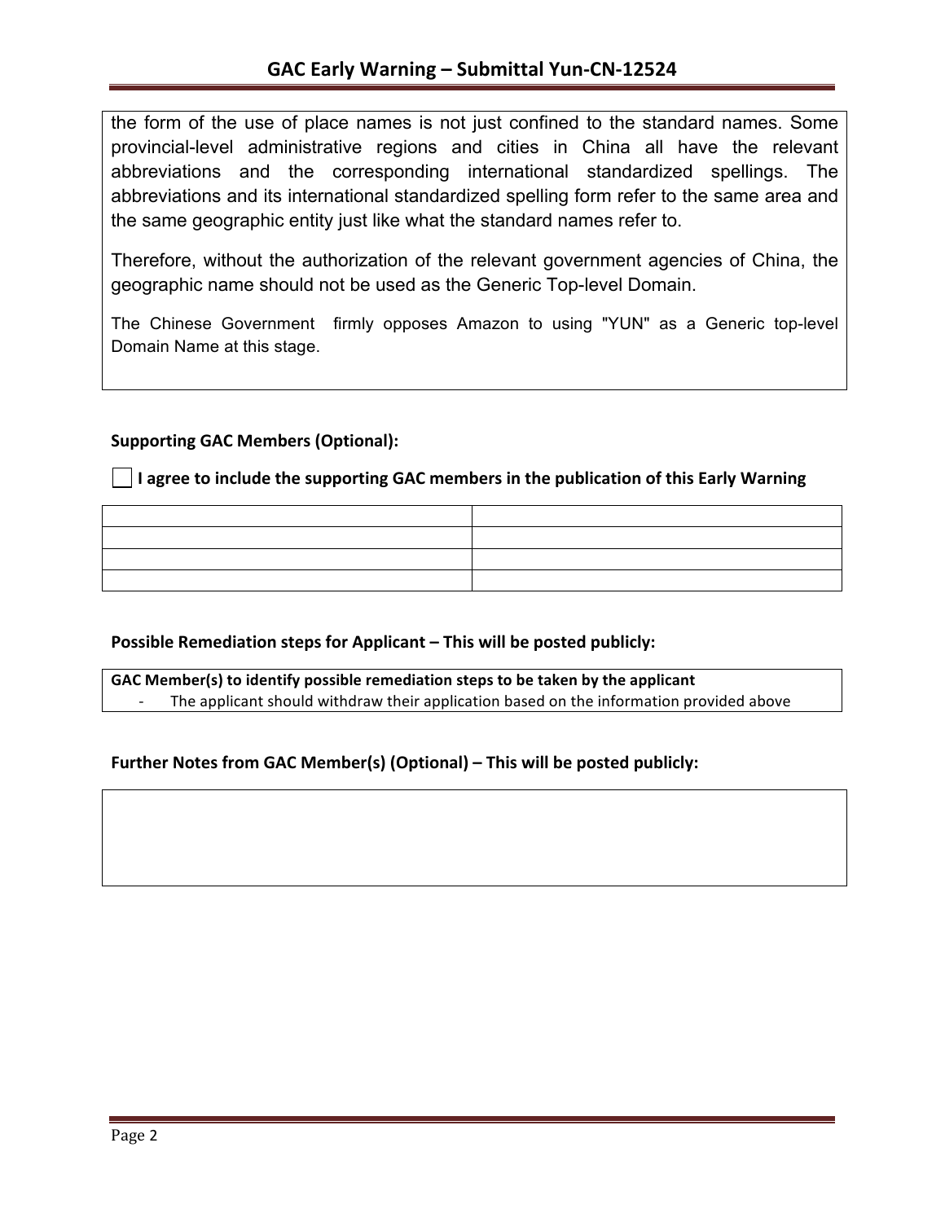the form of the use of place names is not just confined to the standard names. Some provincial-level administrative regions and cities in China all have the relevant abbreviations and the corresponding international standardized spellings. The abbreviations and its international standardized spelling form refer to the same area and the same geographic entity just like what the standard names refer to.

Therefore, without the authorization of the relevant government agencies of China, the geographic name should not be used as the Generic Top-level Domain.

The Chinese Government firmly opposes Amazon to using "YUN" as a Generic top-level Domain Name at this stage.

**Supporting GAC Members (Optional):**

☐ **I agree to include the supporting GAC members in the publication of this Early Warning**

| | |
|---|---|
| | |
| | |
| | |

**Possible Remediation steps for Applicant – This will be posted publicly:**

**GAC Member(s) to identify possible remediation steps to be taken by the applicant**

- The applicant should withdraw their application based on the information provided above

**Further Notes from GAC Member(s) (Optional) – This will be posted publicly:**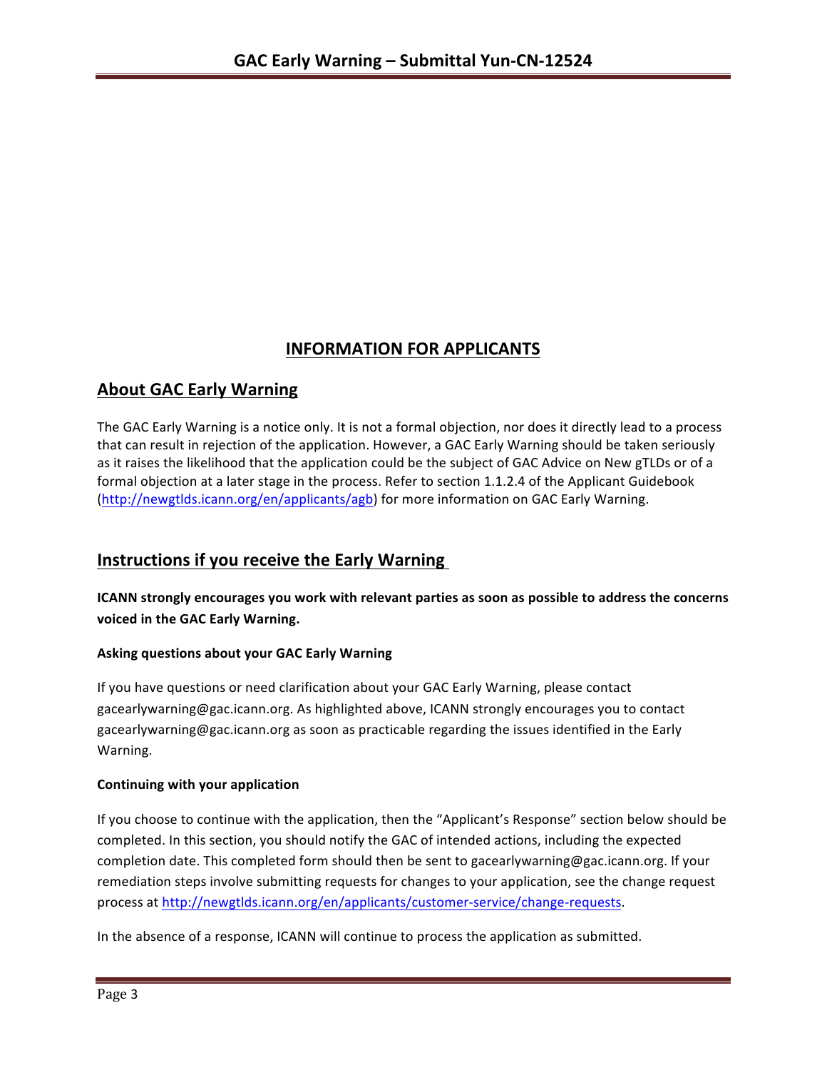## INFORMATION FOR APPLICANTS

## About GAC Early Warning

The GAC Early Warning is a notice only. It is not a formal objection, nor does it directly lead to a process that can result in rejection of the application. However, a GAC Early Warning should be taken seriously as it raises the likelihood that the application could be the subject of GAC Advice on New gTLDs or of a formal objection at a later stage in the process. Refer to section 1.1.2.4 of the Applicant Guidebook (http://newgtlds.icann.org/en/applicants/agb) for more information on GAC Early Warning.

## Instructions if you receive the Early Warning

**ICANN strongly encourages you work with relevant parties as soon as possible to address the concerns voiced in the GAC Early Warning.**

### Asking questions about your GAC Early Warning

If you have questions or need clarification about your GAC Early Warning, please contact gacearlywarning@gac.icann.org. As highlighted above, ICANN strongly encourages you to contact gacearlywarning@gac.icann.org as soon as practicable regarding the issues identified in the Early Warning.

### Continuing with your application

If you choose to continue with the application, then the "Applicant's Response" section below should be completed. In this section, you should notify the GAC of intended actions, including the expected completion date. This completed form should then be sent to gacearlywarning@gac.icann.org. If your remediation steps involve submitting requests for changes to your application, see the change request process at http://newgtlds.icann.org/en/applicants/customer-service/change-requests.

In the absence of a response, ICANN will continue to process the application as submitted.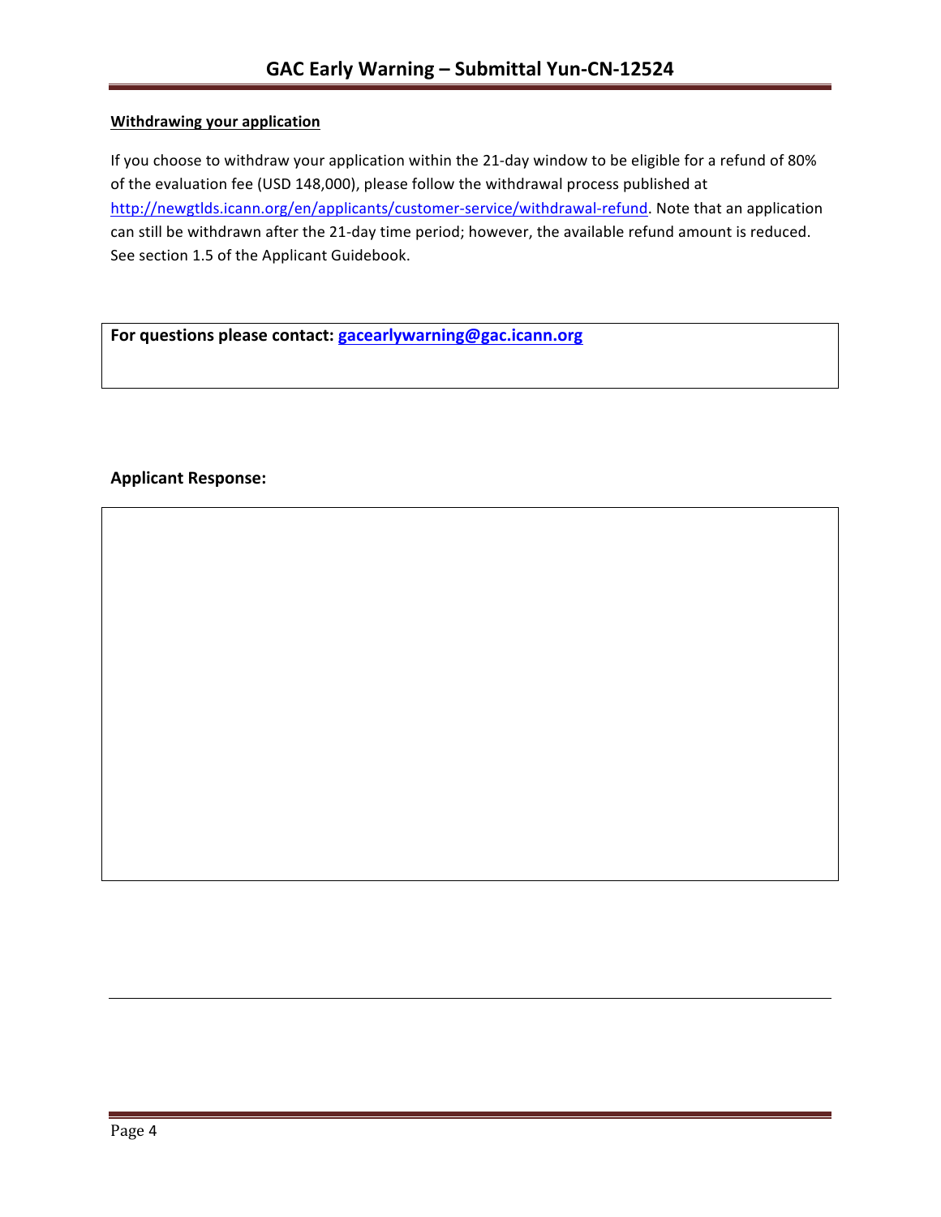**Withdrawing your application**

If you choose to withdraw your application within the 21-day window to be eligible for a refund of 80% of the evaluation fee (USD 148,000), please follow the withdrawal process published at http://newgtlds.icann.org/en/applicants/customer-service/withdrawal-refund. Note that an application can still be withdrawn after the 21-day time period; however, the available refund amount is reduced. See section 1.5 of the Applicant Guidebook.

**For questions please contact: gacearlywarning@gac.icann.org**

**Applicant Response:**